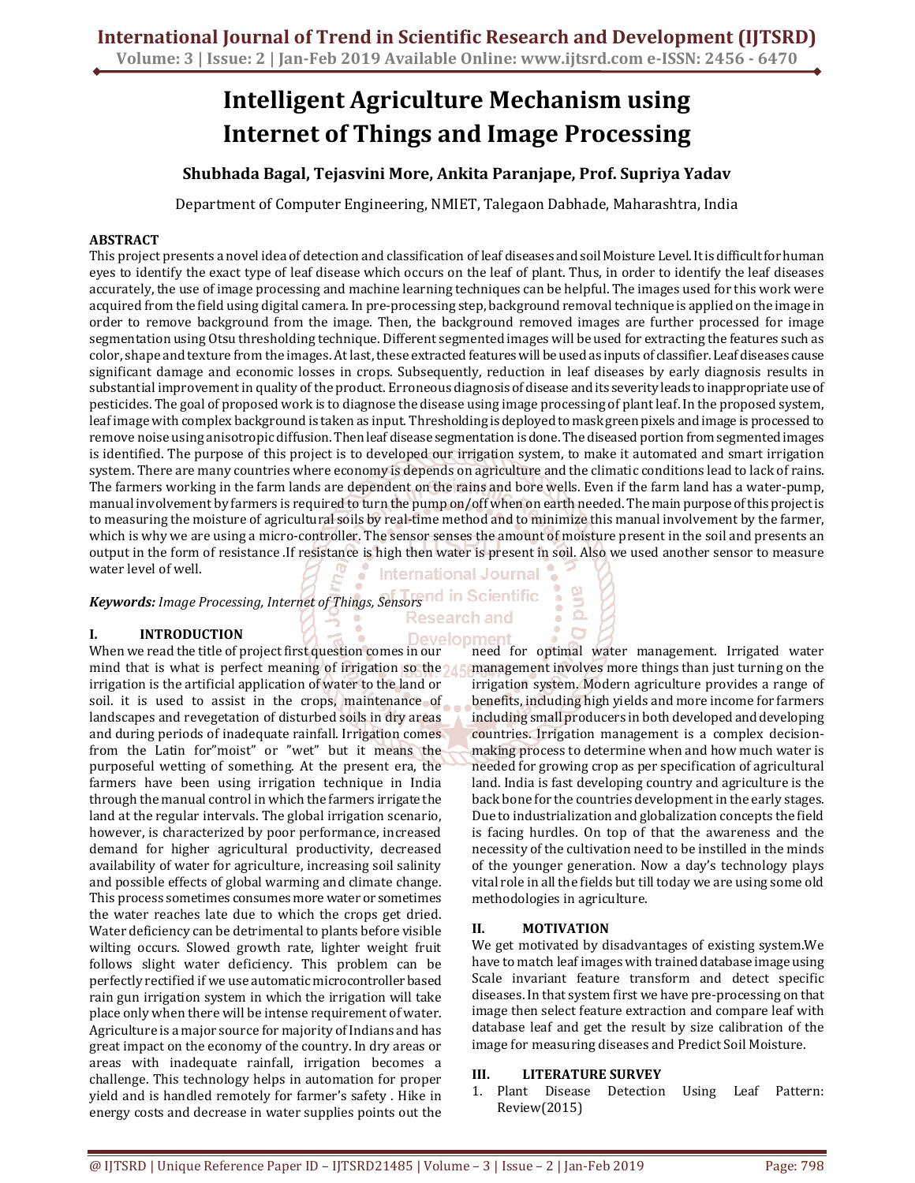# Intelligent Agriculture Mechanism using Internet of Things and Image Processing

**Shubhada Bagal, Tejasvini More, Ankita Paranjape, Prof. Supriya Yadav**

Department of Computer Engineering, NMIET, Talegaon Dabhade, Maharashtra, India

## ABSTRACT

This project presents a novel idea of detection and classification of leaf diseases and soil Moisture Level. It is difficult for human eyes to identify the exact type of leaf disease which occurs on the leaf of plant. Thus, in order to identify the leaf diseases accurately, the use of image processing and machine learning techniques can be helpful. The images used for this work were acquired from the field using digital camera. In pre-processing step, background removal technique is applied on the image in order to remove background from the image. Then, the background removed images are further processed for image segmentation using Otsu thresholding technique. Different segmented images will be used for extracting the features such as color, shape and texture from the images. At last, these extracted features will be used as inputs of classifier. Leaf diseases cause significant damage and economic losses in crops. Subsequently, reduction in leaf diseases by early diagnosis results in substantial improvement in quality of the product. Erroneous diagnosis of disease and its severity leads to inappropriate use of pesticides. The goal of proposed work is to diagnose the disease using image processing of plant leaf. In the proposed system, leaf image with complex background is taken as input. Thresholding is deployed to mask green pixels and image is processed to remove noise using anisotropic diffusion. Then leaf disease segmentation is done. The diseased portion from segmented images is identified. The purpose of this project is to developed our irrigation system, to make it automated and smart irrigation system. There are many countries where economy is depends on agriculture and the climatic conditions lead to lack of rains. The farmers working in the farm lands are dependent on the rains and bore wells. Even if the farm land has a water-pump, manual involvement by farmers is required to turn the pump on/off when on earth needed. The main purpose of this project is to measuring the moisture of agricultural soils by real-time method and to minimize this manual involvement by the farmer, which is why we are using a micro-controller. The sensor senses the amount of moisture present in the soil and presents an output in the form of resistance .If resistance is high then water is present in soil. Also we used another sensor to measure water level of well.

***Keywords:*** *Image Processing, Internet of Things, Sensors*

## I. INTRODUCTION

When we read the title of project first question comes in our mind that is what is perfect meaning of irrigation so the irrigation is the artificial application of water to the land or soil. it is used to assist in the crops, maintenance of landscapes and revegetation of disturbed soils in dry areas and during periods of inadequate rainfall. Irrigation comes from the Latin for"moist" or "wet" but it means the purposeful wetting of something. At the present era, the farmers have been using irrigation technique in India through the manual control in which the farmers irrigate the land at the regular intervals. The global irrigation scenario, however, is characterized by poor performance, increased demand for higher agricultural productivity, decreased availability of water for agriculture, increasing soil salinity and possible effects of global warming and climate change. This process sometimes consumes more water or sometimes the water reaches late due to which the crops get dried. Water deficiency can be detrimental to plants before visible wilting occurs. Slowed growth rate, lighter weight fruit follows slight water deficiency. This problem can be perfectly rectified if we use automatic microcontroller based rain gun irrigation system in which the irrigation will take place only when there will be intense requirement of water. Agriculture is a major source for majority of Indians and has great impact on the economy of the country. In dry areas or areas with inadequate rainfall, irrigation becomes a challenge. This technology helps in automation for proper yield and is handled remotely for farmer's safety . Hike in energy costs and decrease in water supplies points out the need for optimal water management. Irrigated water management involves more things than just turning on the irrigation system. Modern agriculture provides a range of benefits, including high yields and more income for farmers including small producers in both developed and developing countries. Irrigation management is a complex decision-making process to determine when and how much water is needed for growing crop as per specification of agricultural land. India is fast developing country and agriculture is the back bone for the countries development in the early stages. Due to industrialization and globalization concepts the field is facing hurdles. On top of that the awareness and the necessity of the cultivation need to be instilled in the minds of the younger generation. Now a day's technology plays vital role in all the fields but till today we are using some old methodologies in agriculture.

## II. MOTIVATION

We get motivated by disadvantages of existing system.We have to match leaf images with trained database image using Scale invariant feature transform and detect specific diseases. In that system first we have pre-processing on that image then select feature extraction and compare leaf with database leaf and get the result by size calibration of the image for measuring diseases and Predict Soil Moisture.

## III. LITERATURE SURVEY

1. Plant Disease Detection Using Leaf Pattern: Review(2015)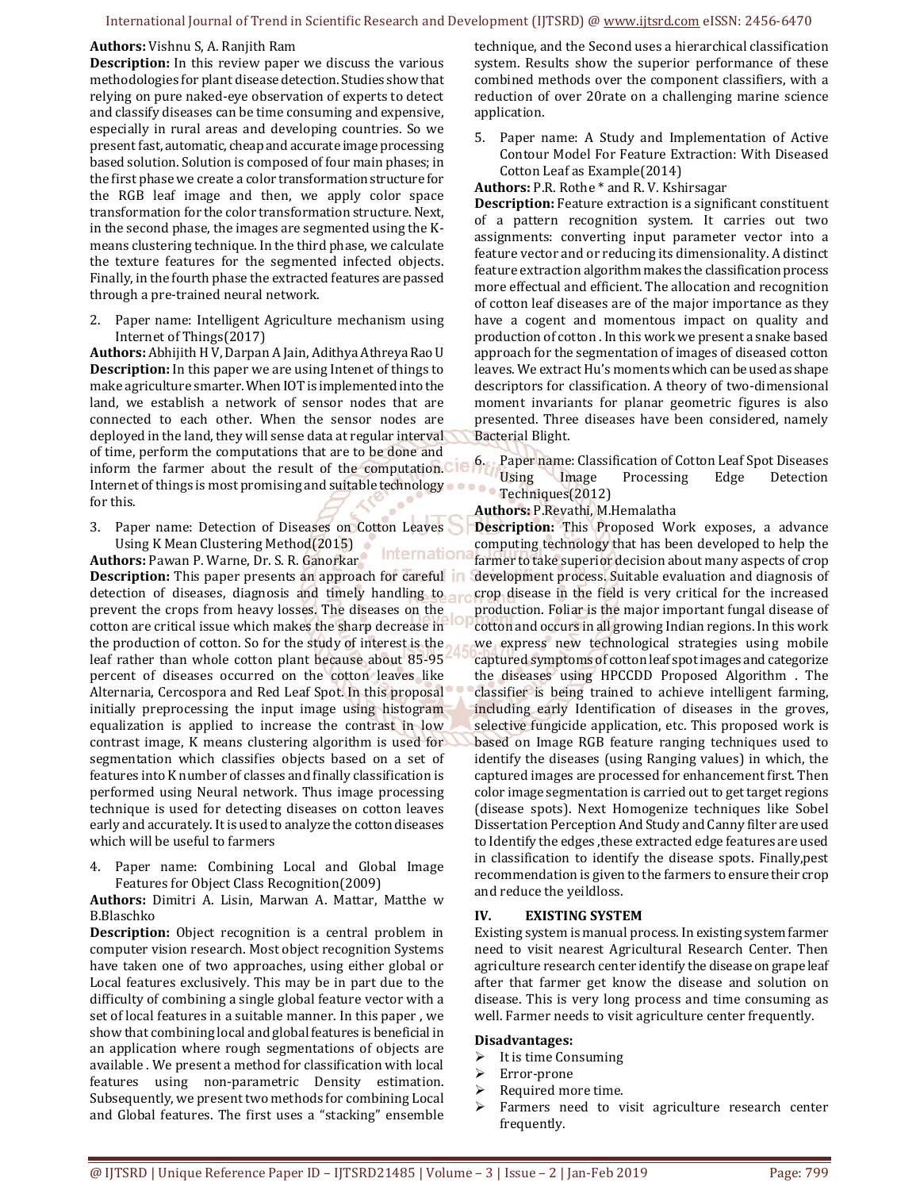**Authors:** Vishnu S, A. Ranjith Ram

**Description:** In this review paper we discuss the various methodologies for plant disease detection. Studies show that relying on pure naked-eye observation of experts to detect and classify diseases can be time consuming and expensive, especially in rural areas and developing countries. So we present fast, automatic, cheap and accurate image processing based solution. Solution is composed of four main phases; in the first phase we create a color transformation structure for the RGB leaf image and then, we apply color space transformation for the color transformation structure. Next, in the second phase, the images are segmented using the K-means clustering technique. In the third phase, we calculate the texture features for the segmented infected objects. Finally, in the fourth phase the extracted features are passed through a pre-trained neural network.

2. Paper name: Intelligent Agriculture mechanism using Internet of Things(2017)

**Authors:** Abhijith H V, Darpan A Jain, Adithya Athreya Rao U

**Description:** In this paper we are using Intenet of things to make agriculture smarter. When IOT is implemented into the land, we establish a network of sensor nodes that are connected to each other. When the sensor nodes are deployed in the land, they will sense data at regular interval of time, perform the computations that are to be done and inform the farmer about the result of the computation. Internet of things is most promising and suitable technology for this.

3. Paper name: Detection of Diseases on Cotton Leaves Using K Mean Clustering Method(2015)

**Authors:** Pawan P. Warne, Dr. S. R. Ganorkar

**Description:** This paper presents an approach for careful detection of diseases, diagnosis and timely handling to prevent the crops from heavy losses. The diseases on the cotton are critical issue which makes the sharp decrease in the production of cotton. So for the study of interest is the leaf rather than whole cotton plant because about 85-95 percent of diseases occurred on the cotton leaves like Alternaria, Cercospora and Red Leaf Spot. In this proposal initially preprocessing the input image using histogram equalization is applied to increase the contrast in low contrast image, K means clustering algorithm is used for segmentation which classifies objects based on a set of features into K number of classes and finally classification is performed using Neural network. Thus image processing technique is used for detecting diseases on cotton leaves early and accurately. It is used to analyze the cotton diseases which will be useful to farmers

4. Paper name: Combining Local and Global Image Features for Object Class Recognition(2009)

**Authors:** Dimitri A. Lisin, Marwan A. Mattar, Matthe w B.Blaschko

**Description:** Object recognition is a central problem in computer vision research. Most object recognition Systems have taken one of two approaches, using either global or Local features exclusively. This may be in part due to the difficulty of combining a single global feature vector with a set of local features in a suitable manner. In this paper , we show that combining local and global features is beneficial in an application where rough segmentations of objects are available . We present a method for classification with local features using non-parametric Density estimation. Subsequently, we present two methods for combining Local and Global features. The first uses a "stacking" ensemble technique, and the Second uses a hierarchical classification system. Results show the superior performance of these combined methods over the component classifiers, with a reduction of over 20rate on a challenging marine science application.

5. Paper name: A Study and Implementation of Active Contour Model For Feature Extraction: With Diseased Cotton Leaf as Example(2014)

**Authors:** P.R. Rothe * and R. V. Kshirsagar

**Description:** Feature extraction is a significant constituent of a pattern recognition system. It carries out two assignments: converting input parameter vector into a feature vector and or reducing its dimensionality. A distinct feature extraction algorithm makes the classification process more effectual and efficient. The allocation and recognition of cotton leaf diseases are of the major importance as they have a cogent and momentous impact on quality and production of cotton . In this work we present a snake based approach for the segmentation of images of diseased cotton leaves. We extract Hu's moments which can be used as shape descriptors for classification. A theory of two-dimensional moment invariants for planar geometric figures is also presented. Three diseases have been considered, namely Bacterial Blight.

6. Paper name: Classification of Cotton Leaf Spot Diseases Using Image Processing Edge Detection Techniques(2012)

**Authors:** P.Revathi, M.Hemalatha

**Description:** This Proposed Work exposes, a advance computing technology that has been developed to help the farmer to take superior decision about many aspects of crop development process. Suitable evaluation and diagnosis of crop disease in the field is very critical for the increased production. Foliar is the major important fungal disease of cotton and occurs in all growing Indian regions. In this work we express new technological strategies using mobile captured symptoms of cotton leaf spot images and categorize the diseases using HPCCDD Proposed Algorithm . The classifier is being trained to achieve intelligent farming, including early Identification of diseases in the groves, selective fungicide application, etc. This proposed work is based on Image RGB feature ranging techniques used to identify the diseases (using Ranging values) in which, the captured images are processed for enhancement first. Then color image segmentation is carried out to get target regions (disease spots). Next Homogenize techniques like Sobel Dissertation Perception And Study and Canny filter are used to Identify the edges ,these extracted edge features are used in classification to identify the disease spots. Finally,pest recommendation is given to the farmers to ensure their crop and reduce the yeildloss.

## IV. EXISTING SYSTEM

Existing system is manual process. In existing system farmer need to visit nearest Agricultural Research Center. Then agriculture research center identify the disease on grape leaf after that farmer get know the disease and solution on disease. This is very long process and time consuming as well. Farmer needs to visit agriculture center frequently.

**Disadvantages:**

- It is time Consuming
- Error-prone
- Required more time.
- Farmers need to visit agriculture research center frequently.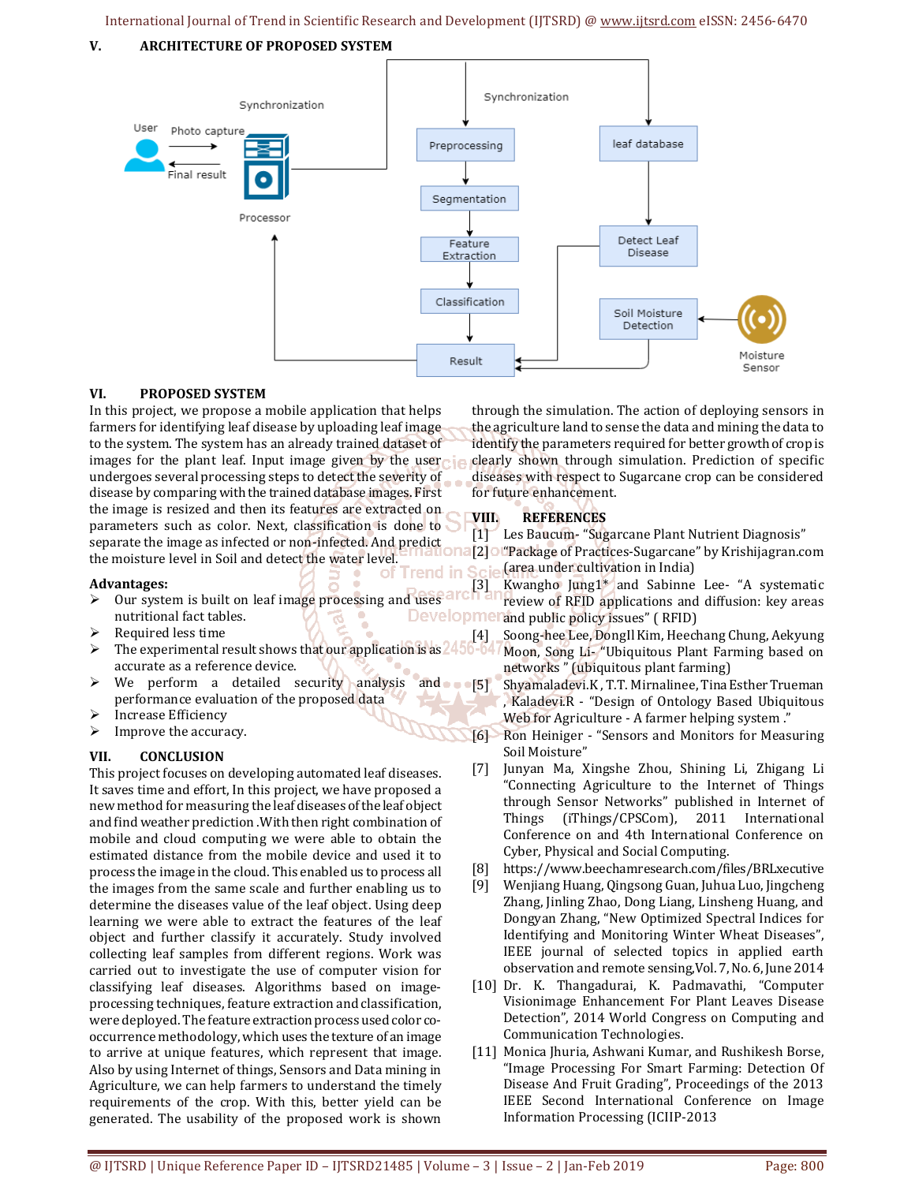## V. ARCHITECTURE OF PROPOSED SYSTEM

Synchronization
User
Photo capture
Final result
Processor
Synchronization
Preprocessing
Segmentation
Feature Extraction
Classification
Result
leaf database
Detect Leaf Disease
Soil Moisture Detection
Moisture Sensor

## VI. PROPOSED SYSTEM

In this project, we propose a mobile application that helps farmers for identifying leaf disease by uploading leaf image to the system. The system has an already trained dataset of images for the plant leaf. Input image given by the user undergoes several processing steps to detect the severity of disease by comparing with the trained database images. First the image is resized and then its features are extracted on parameters such as color. Next, classification is done to separate the image as infected or non-infected. And predict the moisture level in Soil and detect the water level.

**Advantages:**

- Our system is built on leaf image processing and uses nutritional fact tables.
- Required less time
- The experimental result shows that our application is as accurate as a reference device.
- We perform a detailed security analysis and performance evaluation of the proposed data
- Increase Efficiency
- Improve the accuracy.

## VII. CONCLUSION

This project focuses on developing automated leaf diseases. It saves time and effort, In this project, we have proposed a new method for measuring the leaf diseases of the leaf object and find weather prediction .With then right combination of mobile and cloud computing we were able to obtain the estimated distance from the mobile device and used it to process the image in the cloud. This enabled us to process all the images from the same scale and further enabling us to determine the diseases value of the leaf object. Using deep learning we were able to extract the features of the leaf object and further classify it accurately. Study involved collecting leaf samples from different regions. Work was carried out to investigate the use of computer vision for classifying leaf diseases. Algorithms based on image-processing techniques, feature extraction and classification, were deployed. The feature extraction process used color co-occurrence methodology, which uses the texture of an image to arrive at unique features, which represent that image. Also by using Internet of things, Sensors and Data mining in Agriculture, we can help farmers to understand the timely requirements of the crop. With this, better yield can be generated. The usability of the proposed work is shown through the simulation. The action of deploying sensors in the agriculture land to sense the data and mining the data to identify the parameters required for better growth of crop is clearly shown through simulation. Prediction of specific diseases with respect to Sugarcane crop can be considered for future enhancement.

## VIII. REFERENCES

[1] Les Baucum- "Sugarcane Plant Nutrient Diagnosis"

[2] "Package of Practices-Sugarcane" by Krishijagran.com (area under cultivation in India)

[3] Kwangho Jung1* and Sabinne Lee- "A systematic review of RFID applications and diffusion: key areas and public policy issues" ( RFID)

[4] Soong-hee Lee, DongIl Kim, Heechang Chung, Aekyung Moon, Song Li- "Ubiquitous Plant Farming based on networks " (ubiquitous plant farming)

[5] Shyamaladevi.K , T.T. Mirnalinee, Tina Esther Trueman , Kaladevi.R - "Design of Ontology Based Ubiquitous Web for Agriculture - A farmer helping system ."

[6] Ron Heiniger - "Sensors and Monitors for Measuring Soil Moisture"

[7] Junyan Ma, Xingshe Zhou, Shining Li, Zhigang Li "Connecting Agriculture to the Internet of Things through Sensor Networks" published in Internet of Things (iThings/CPSCom), 2011 International Conference on and 4th International Conference on Cyber, Physical and Social Computing.

[8] https://www.beechamresearch.com/files/BRLxecutive

[9] Wenjiang Huang, Qingsong Guan, Juhua Luo, Jingcheng Zhang, Jinling Zhao, Dong Liang, Linsheng Huang, and Dongyan Zhang, "New Optimized Spectral Indices for Identifying and Monitoring Winter Wheat Diseases", IEEE journal of selected topics in applied earth observation and remote sensing,Vol. 7, No. 6, June 2014

[10] Dr. K. Thangadurai, K. Padmavathi, "Computer Visionimage Enhancement For Plant Leaves Disease Detection", 2014 World Congress on Computing and Communication Technologies.

[11] Monica Jhuria, Ashwani Kumar, and Rushikesh Borse, "Image Processing For Smart Farming: Detection Of Disease And Fruit Grading", Proceedings of the 2013 IEEE Second International Conference on Image Information Processing (ICIIP-2013